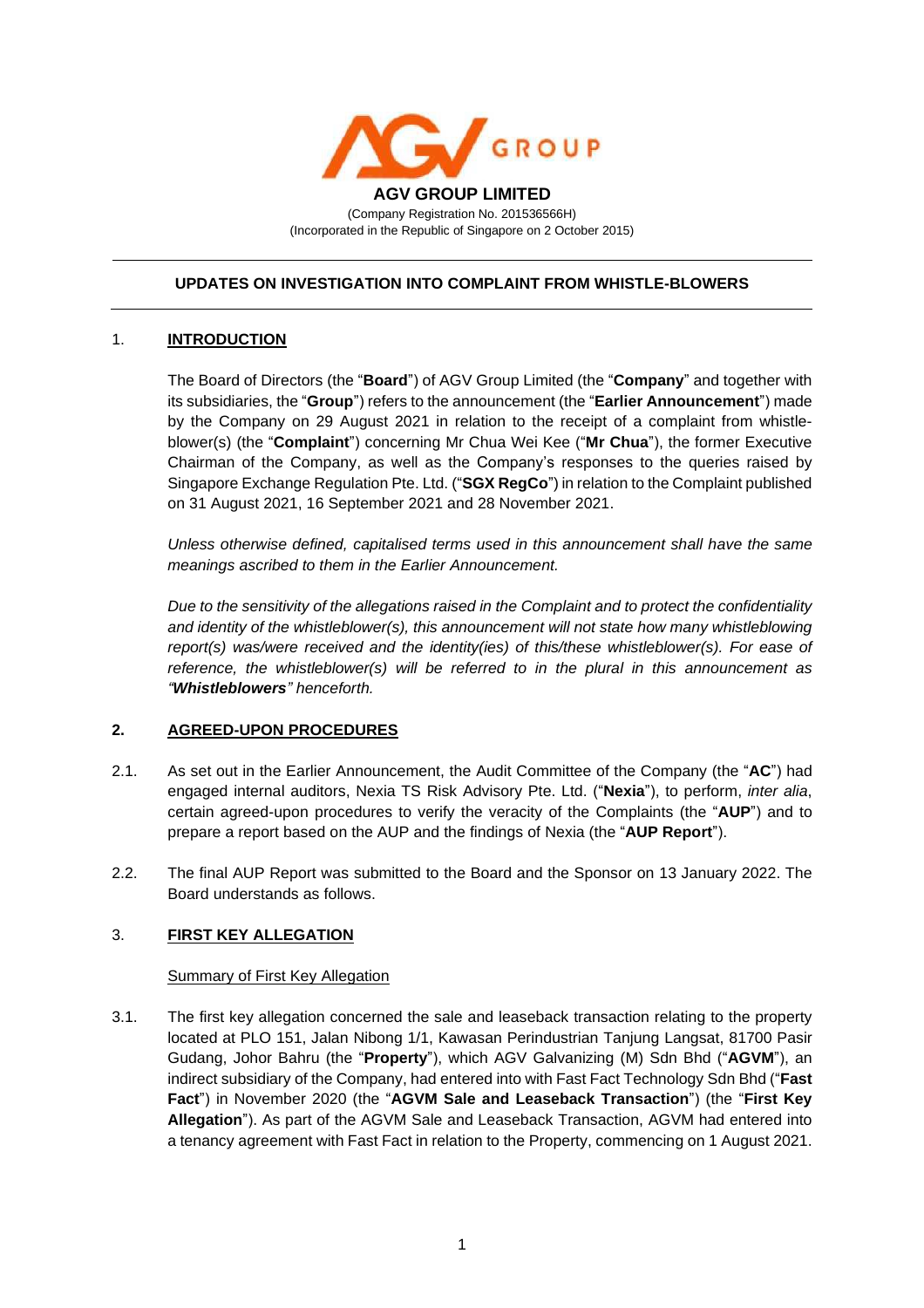# AGV GROUP LIMITED

(Company Registration No. 201536566H)
(Incorporated in the Republic of Singapore on 2 October 2015)

## UPDATES ON INVESTIGATION INTO COMPLAINT FROM WHISTLE-BLOWERS

### 1. INTRODUCTION

The Board of Directors (the "**Board**") of AGV Group Limited (the "**Company**" and together with its subsidiaries, the "**Group**") refers to the announcement (the "**Earlier Announcement**") made by the Company on 29 August 2021 in relation to the receipt of a complaint from whistle-blower(s) (the "**Complaint**") concerning Mr Chua Wei Kee ("**Mr Chua**"), the former Executive Chairman of the Company, as well as the Company's responses to the queries raised by Singapore Exchange Regulation Pte. Ltd. ("**SGX RegCo**") in relation to the Complaint published on 31 August 2021, 16 September 2021 and 28 November 2021.

*Unless otherwise defined, capitalised terms used in this announcement shall have the same meanings ascribed to them in the Earlier Announcement.*

*Due to the sensitivity of the allegations raised in the Complaint and to protect the confidentiality and identity of the whistleblower(s), this announcement will not state how many whistleblowing report(s) was/were received and the identity(ies) of this/these whistleblower(s). For ease of reference, the whistleblower(s) will be referred to in the plural in this announcement as "**Whistleblowers**" henceforth.*

### 2. AGREED-UPON PROCEDURES

2.1. As set out in the Earlier Announcement, the Audit Committee of the Company (the "**AC**") had engaged internal auditors, Nexia TS Risk Advisory Pte. Ltd. ("**Nexia**"), to perform, *inter alia*, certain agreed-upon procedures to verify the veracity of the Complaints (the "**AUP**") and to prepare a report based on the AUP and the findings of Nexia (the "**AUP Report**").

2.2. The final AUP Report was submitted to the Board and the Sponsor on 13 January 2022. The Board understands as follows.

### 3. FIRST KEY ALLEGATION

Summary of First Key Allegation

3.1. The first key allegation concerned the sale and leaseback transaction relating to the property located at PLO 151, Jalan Nibong 1/1, Kawasan Perindustrian Tanjung Langsat, 81700 Pasir Gudang, Johor Bahru (the "**Property**"), which AGV Galvanizing (M) Sdn Bhd ("**AGVM**"), an indirect subsidiary of the Company, had entered into with Fast Fact Technology Sdn Bhd ("**Fast Fact**") in November 2020 (the "**AGVM Sale and Leaseback Transaction**") (the "**First Key Allegation**"). As part of the AGVM Sale and Leaseback Transaction, AGVM had entered into a tenancy agreement with Fast Fact in relation to the Property, commencing on 1 August 2021.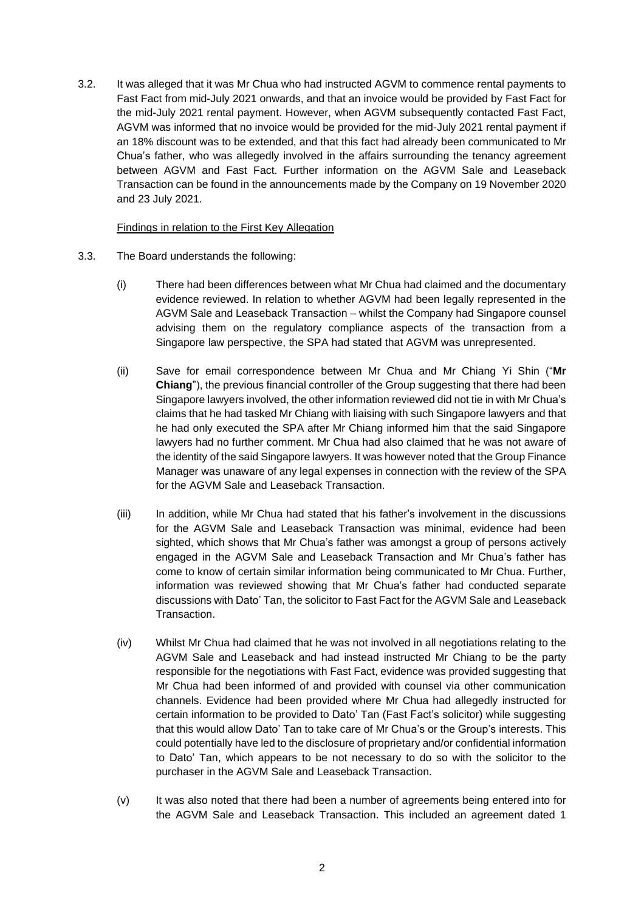3.2. It was alleged that it was Mr Chua who had instructed AGVM to commence rental payments to Fast Fact from mid-July 2021 onwards, and that an invoice would be provided by Fast Fact for the mid-July 2021 rental payment. However, when AGVM subsequently contacted Fast Fact, AGVM was informed that no invoice would be provided for the mid-July 2021 rental payment if an 18% discount was to be extended, and that this fact had already been communicated to Mr Chua's father, who was allegedly involved in the affairs surrounding the tenancy agreement between AGVM and Fast Fact. Further information on the AGVM Sale and Leaseback Transaction can be found in the announcements made by the Company on 19 November 2020 and 23 July 2021.

Findings in relation to the First Key Allegation

3.3. The Board understands the following:

(i) There had been differences between what Mr Chua had claimed and the documentary evidence reviewed. In relation to whether AGVM had been legally represented in the AGVM Sale and Leaseback Transaction – whilst the Company had Singapore counsel advising them on the regulatory compliance aspects of the transaction from a Singapore law perspective, the SPA had stated that AGVM was unrepresented.

(ii) Save for email correspondence between Mr Chua and Mr Chiang Yi Shin ("**Mr Chiang**"), the previous financial controller of the Group suggesting that there had been Singapore lawyers involved, the other information reviewed did not tie in with Mr Chua's claims that he had tasked Mr Chiang with liaising with such Singapore lawyers and that he had only executed the SPA after Mr Chiang informed him that the said Singapore lawyers had no further comment. Mr Chua had also claimed that he was not aware of the identity of the said Singapore lawyers. It was however noted that the Group Finance Manager was unaware of any legal expenses in connection with the review of the SPA for the AGVM Sale and Leaseback Transaction.

(iii) In addition, while Mr Chua had stated that his father's involvement in the discussions for the AGVM Sale and Leaseback Transaction was minimal, evidence had been sighted, which shows that Mr Chua's father was amongst a group of persons actively engaged in the AGVM Sale and Leaseback Transaction and Mr Chua's father has come to know of certain similar information being communicated to Mr Chua. Further, information was reviewed showing that Mr Chua's father had conducted separate discussions with Dato' Tan, the solicitor to Fast Fact for the AGVM Sale and Leaseback Transaction.

(iv) Whilst Mr Chua had claimed that he was not involved in all negotiations relating to the AGVM Sale and Leaseback and had instead instructed Mr Chiang to be the party responsible for the negotiations with Fast Fact, evidence was provided suggesting that Mr Chua had been informed of and provided with counsel via other communication channels. Evidence had been provided where Mr Chua had allegedly instructed for certain information to be provided to Dato' Tan (Fast Fact's solicitor) while suggesting that this would allow Dato' Tan to take care of Mr Chua's or the Group's interests. This could potentially have led to the disclosure of proprietary and/or confidential information to Dato' Tan, which appears to be not necessary to do so with the solicitor to the purchaser in the AGVM Sale and Leaseback Transaction.

(v) It was also noted that there had been a number of agreements being entered into for the AGVM Sale and Leaseback Transaction. This included an agreement dated 1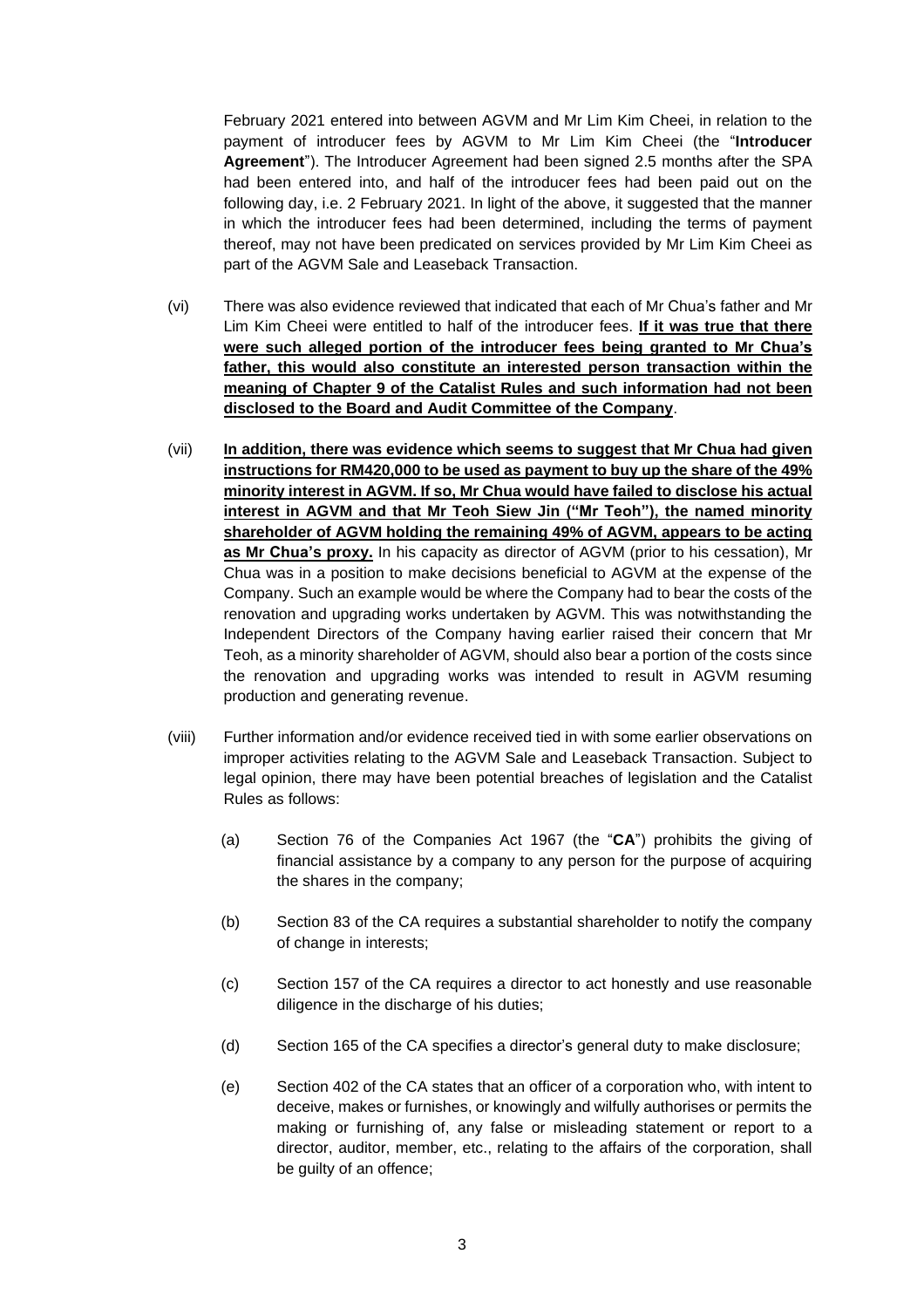February 2021 entered into between AGVM and Mr Lim Kim Cheei, in relation to the payment of introducer fees by AGVM to Mr Lim Kim Cheei (the "**Introducer Agreement**"). The Introducer Agreement had been signed 2.5 months after the SPA had been entered into, and half of the introducer fees had been paid out on the following day, i.e. 2 February 2021. In light of the above, it suggested that the manner in which the introducer fees had been determined, including the terms of payment thereof, may not have been predicated on services provided by Mr Lim Kim Cheei as part of the AGVM Sale and Leaseback Transaction.

(vi) There was also evidence reviewed that indicated that each of Mr Chua's father and Mr Lim Kim Cheei were entitled to half of the introducer fees. **If it was true that there were such alleged portion of the introducer fees being granted to Mr Chua's father, this would also constitute an interested person transaction within the meaning of Chapter 9 of the Catalist Rules and such information had not been disclosed to the Board and Audit Committee of the Company**.

(vii) **In addition, there was evidence which seems to suggest that Mr Chua had given instructions for RM420,000 to be used as payment to buy up the share of the 49% minority interest in AGVM. If so, Mr Chua would have failed to disclose his actual interest in AGVM and that Mr Teoh Siew Jin ("Mr Teoh"), the named minority shareholder of AGVM holding the remaining 49% of AGVM, appears to be acting as Mr Chua's proxy.** In his capacity as director of AGVM (prior to his cessation), Mr Chua was in a position to make decisions beneficial to AGVM at the expense of the Company. Such an example would be where the Company had to bear the costs of the renovation and upgrading works undertaken by AGVM. This was notwithstanding the Independent Directors of the Company having earlier raised their concern that Mr Teoh, as a minority shareholder of AGVM, should also bear a portion of the costs since the renovation and upgrading works was intended to result in AGVM resuming production and generating revenue.

(viii) Further information and/or evidence received tied in with some earlier observations on improper activities relating to the AGVM Sale and Leaseback Transaction. Subject to legal opinion, there may have been potential breaches of legislation and the Catalist Rules as follows:

(a) Section 76 of the Companies Act 1967 (the "**CA**") prohibits the giving of financial assistance by a company to any person for the purpose of acquiring the shares in the company;

(b) Section 83 of the CA requires a substantial shareholder to notify the company of change in interests;

(c) Section 157 of the CA requires a director to act honestly and use reasonable diligence in the discharge of his duties;

(d) Section 165 of the CA specifies a director's general duty to make disclosure;

(e) Section 402 of the CA states that an officer of a corporation who, with intent to deceive, makes or furnishes, or knowingly and wilfully authorises or permits the making or furnishing of, any false or misleading statement or report to a director, auditor, member, etc., relating to the affairs of the corporation, shall be guilty of an offence;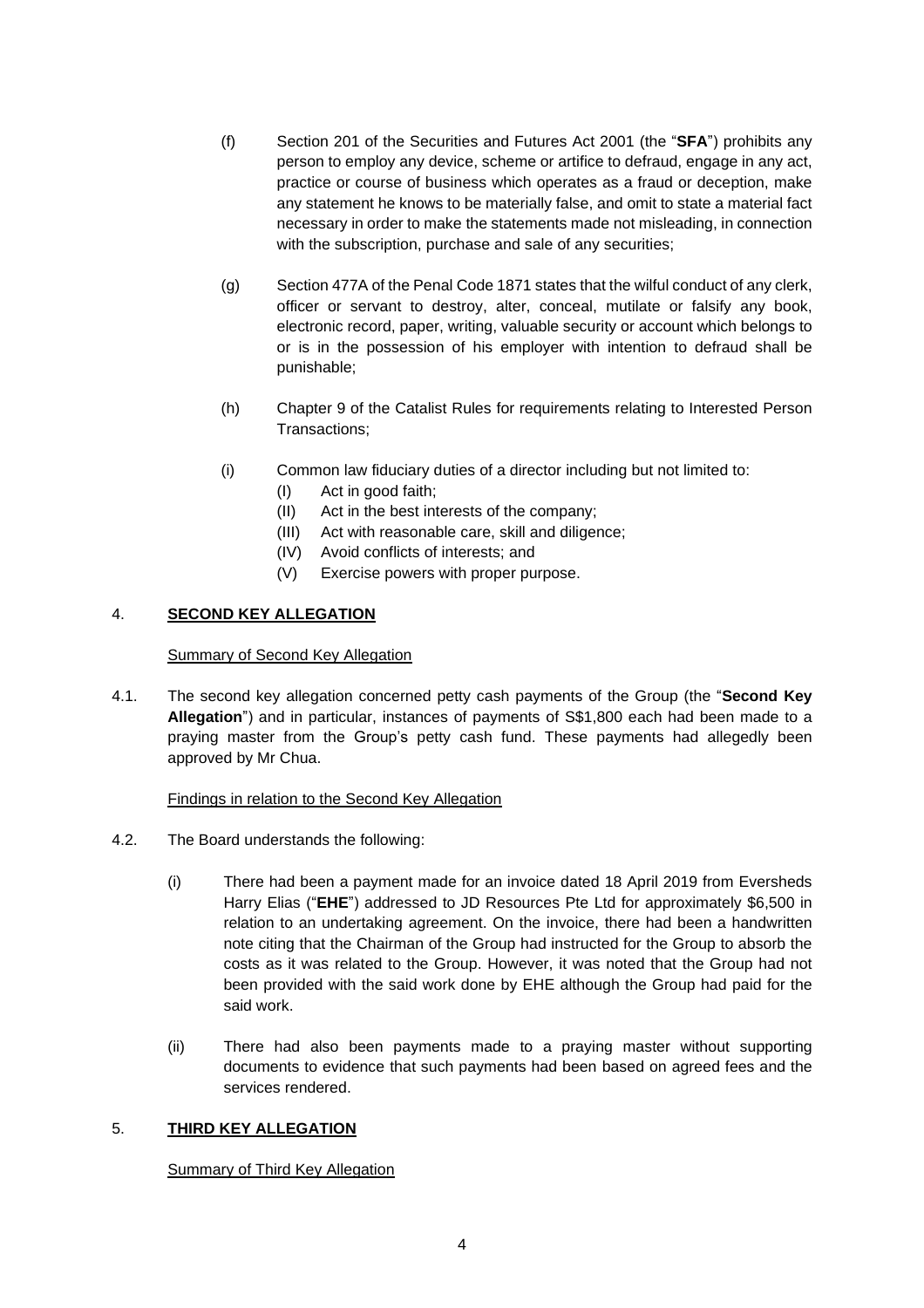(f) Section 201 of the Securities and Futures Act 2001 (the "**SFA**") prohibits any person to employ any device, scheme or artifice to defraud, engage in any act, practice or course of business which operates as a fraud or deception, make any statement he knows to be materially false, and omit to state a material fact necessary in order to make the statements made not misleading, in connection with the subscription, purchase and sale of any securities;

(g) Section 477A of the Penal Code 1871 states that the wilful conduct of any clerk, officer or servant to destroy, alter, conceal, mutilate or falsify any book, electronic record, paper, writing, valuable security or account which belongs to or is in the possession of his employer with intention to defraud shall be punishable;

(h) Chapter 9 of the Catalist Rules for requirements relating to Interested Person Transactions;

(i) Common law fiduciary duties of a director including but not limited to:
   - (I) Act in good faith;
   - (II) Act in the best interests of the company;
   - (III) Act with reasonable care, skill and diligence;
   - (IV) Avoid conflicts of interests; and
   - (V) Exercise powers with proper purpose.

## 4. SECOND KEY ALLEGATION

Summary of Second Key Allegation

4.1. The second key allegation concerned petty cash payments of the Group (the "**Second Key Allegation**") and in particular, instances of payments of S$1,800 each had been made to a praying master from the Group's petty cash fund. These payments had allegedly been approved by Mr Chua.

Findings in relation to the Second Key Allegation

4.2. The Board understands the following:

(i) There had been a payment made for an invoice dated 18 April 2019 from Eversheds Harry Elias ("**EHE**") addressed to JD Resources Pte Ltd for approximately $6,500 in relation to an undertaking agreement. On the invoice, there had been a handwritten note citing that the Chairman of the Group had instructed for the Group to absorb the costs as it was related to the Group. However, it was noted that the Group had not been provided with the said work done by EHE although the Group had paid for the said work.

(ii) There had also been payments made to a praying master without supporting documents to evidence that such payments had been based on agreed fees and the services rendered.

## 5. THIRD KEY ALLEGATION

Summary of Third Key Allegation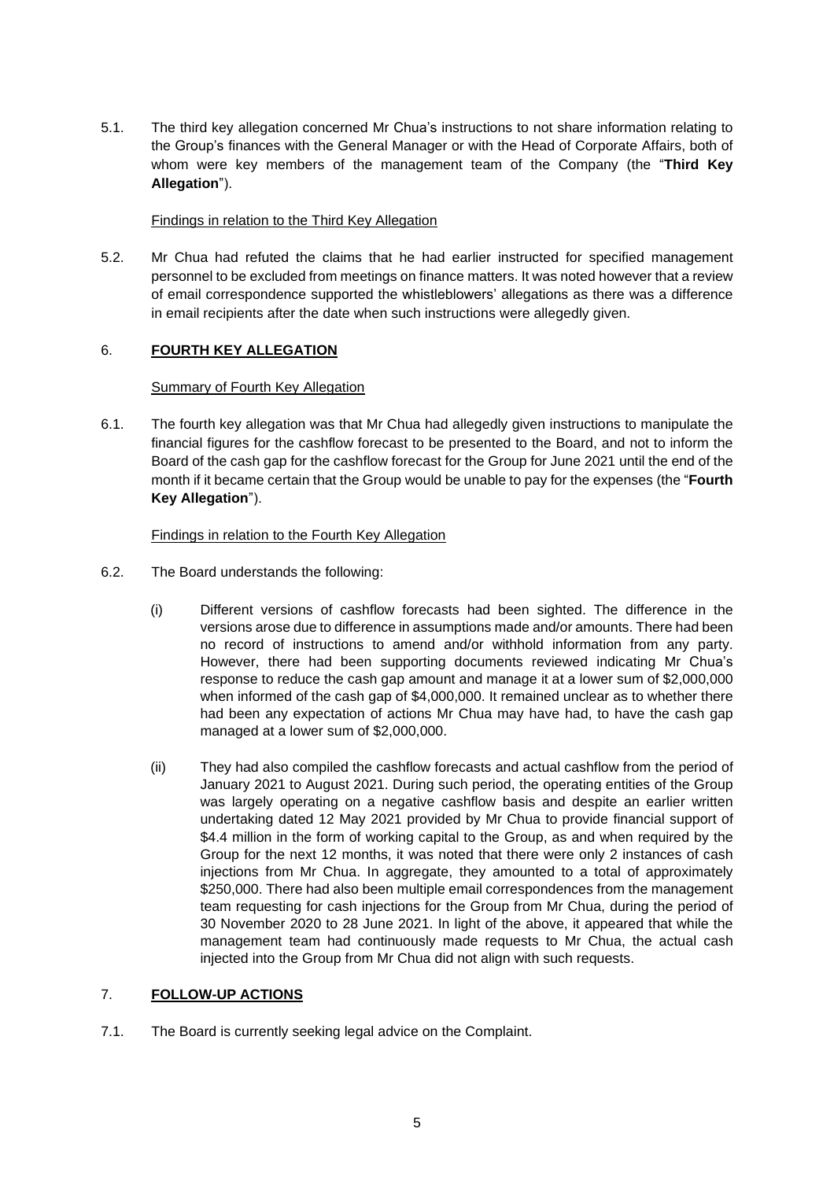5.1. The third key allegation concerned Mr Chua's instructions to not share information relating to the Group's finances with the General Manager or with the Head of Corporate Affairs, both of whom were key members of the management team of the Company (the "**Third Key Allegation**").

<u>Findings in relation to the Third Key Allegation</u>

5.2. Mr Chua had refuted the claims that he had earlier instructed for specified management personnel to be excluded from meetings on finance matters. It was noted however that a review of email correspondence supported the whistleblowers' allegations as there was a difference in email recipients after the date when such instructions were allegedly given.

## 6. FOURTH KEY ALLEGATION

<u>Summary of Fourth Key Allegation</u>

6.1. The fourth key allegation was that Mr Chua had allegedly given instructions to manipulate the financial figures for the cashflow forecast to be presented to the Board, and not to inform the Board of the cash gap for the cashflow forecast for the Group for June 2021 until the end of the month if it became certain that the Group would be unable to pay for the expenses (the "**Fourth Key Allegation**").

<u>Findings in relation to the Fourth Key Allegation</u>

6.2. The Board understands the following:

(i) Different versions of cashflow forecasts had been sighted. The difference in the versions arose due to difference in assumptions made and/or amounts. There had been no record of instructions to amend and/or withhold information from any party. However, there had been supporting documents reviewed indicating Mr Chua's response to reduce the cash gap amount and manage it at a lower sum of $2,000,000 when informed of the cash gap of $4,000,000. It remained unclear as to whether there had been any expectation of actions Mr Chua may have had, to have the cash gap managed at a lower sum of $2,000,000.

(ii) They had also compiled the cashflow forecasts and actual cashflow from the period of January 2021 to August 2021. During such period, the operating entities of the Group was largely operating on a negative cashflow basis and despite an earlier written undertaking dated 12 May 2021 provided by Mr Chua to provide financial support of $4.4 million in the form of working capital to the Group, as and when required by the Group for the next 12 months, it was noted that there were only 2 instances of cash injections from Mr Chua. In aggregate, they amounted to a total of approximately $250,000. There had also been multiple email correspondences from the management team requesting for cash injections for the Group from Mr Chua, during the period of 30 November 2020 to 28 June 2021. In light of the above, it appeared that while the management team had continuously made requests to Mr Chua, the actual cash injected into the Group from Mr Chua did not align with such requests.

## 7. FOLLOW-UP ACTIONS

7.1. The Board is currently seeking legal advice on the Complaint.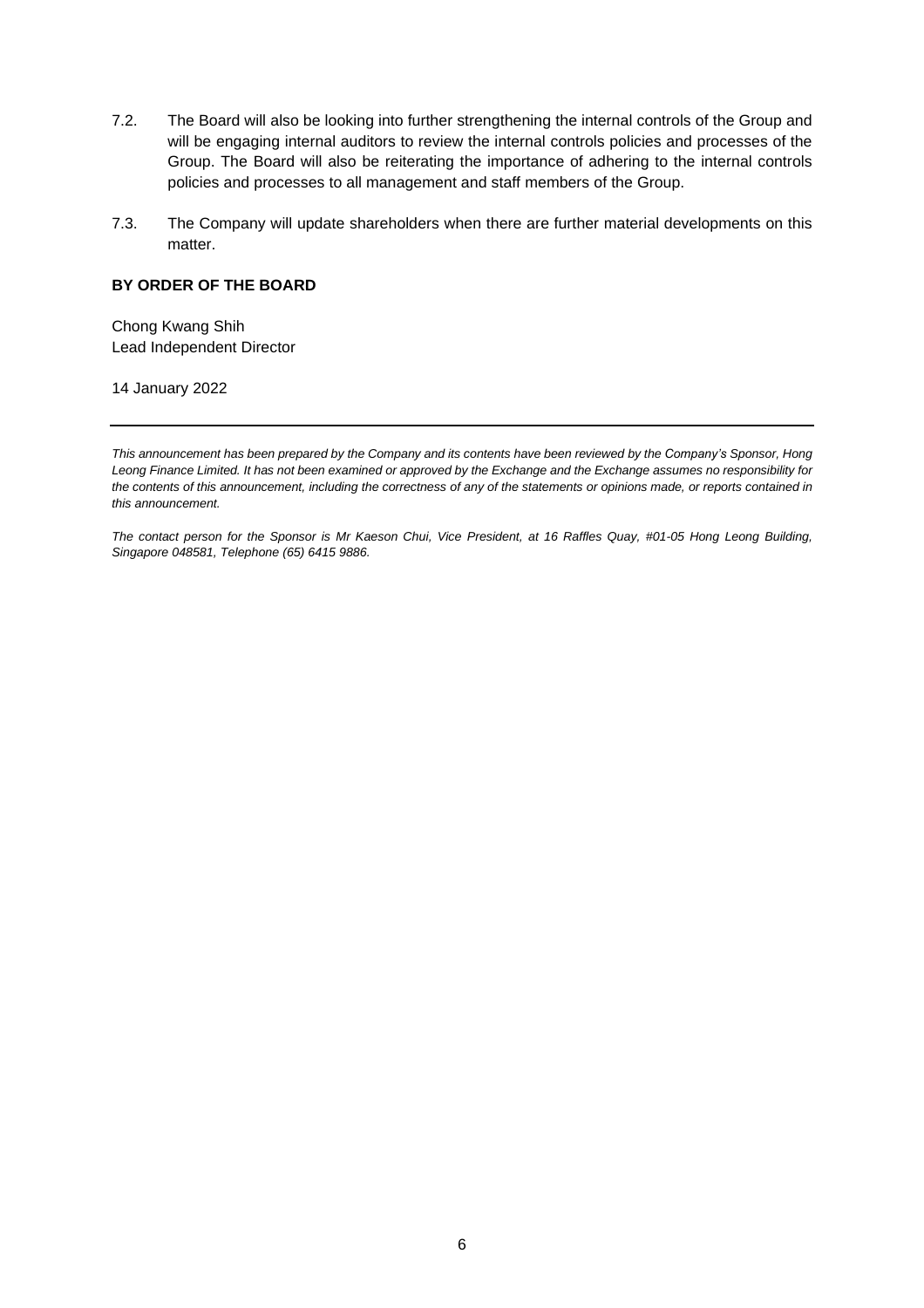7.2. The Board will also be looking into further strengthening the internal controls of the Group and will be engaging internal auditors to review the internal controls policies and processes of the Group. The Board will also be reiterating the importance of adhering to the internal controls policies and processes to all management and staff members of the Group.

7.3. The Company will update shareholders when there are further material developments on this matter.

**BY ORDER OF THE BOARD**

Chong Kwang Shih
Lead Independent Director

14 January 2022

---

*This announcement has been prepared by the Company and its contents have been reviewed by the Company's Sponsor, Hong Leong Finance Limited. It has not been examined or approved by the Exchange and the Exchange assumes no responsibility for the contents of this announcement, including the correctness of any of the statements or opinions made, or reports contained in this announcement.*

*The contact person for the Sponsor is Mr Kaeson Chui, Vice President, at 16 Raffles Quay, #01-05 Hong Leong Building, Singapore 048581, Telephone (65) 6415 9886.*